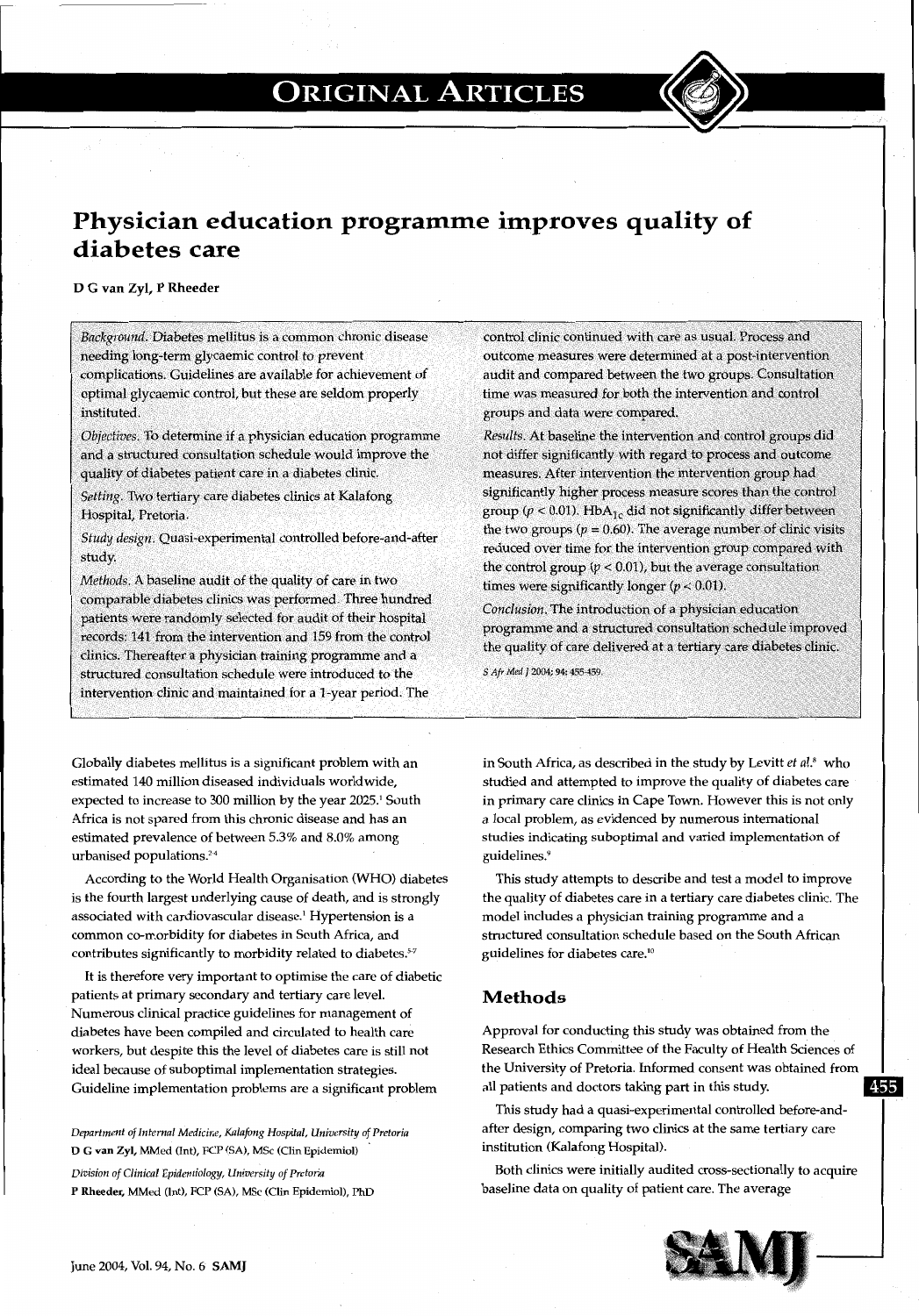# Physician education programme improves quality of diabetes care

**D G van Zyl, P Rheeder**

*Background.* Diabetes mellitus is a common chronic disease needing long-term glycaemic control to prevent complications. Guidelines are available for achievement of optimal glycaemic control, but these are seldom properly instituted.

*Objectives.* To determine if a physician education programme and a structured consultation schedule would improve the quality of diabetes patient care in a diabetes clinic.

*Setting.* Two tertiary care diabetes clinics at Kalafong Hospital, Pretoria.

*Study design.* Quasi-experimental controlled before-and-after study.

*Methods.* A baseline audit of the quality of care in two comparable diabetes clinics was performed. Three hundred patients were randomly selected for audit of their hospital records: 141 from the intervention and 159 from the control clinics. Thereafter a physician training programme and a structured consultation schedule were introduced to the intervention clinic and maintained for a 1-year period. The control clinic continued with care as usual. Process and outcome measures were determined at a post-intervention audit and compared between the two groups. Consultation time was measured for both the intervention and control groups and data were compared.

*Results.* At baseline the intervention and control groups did not differ significantly with regard to process and outcome measures. After intervention the intervention group had significantly higher process measure scores than the control group ($p < 0.01$). $HbA_{1c}$ did not significantly differ between the two groups ($p = 0.60$). The average number of clinic visits reduced over time for the intervention group compared with the control group ($p < 0.01$), but the average consultation times were significantly longer ($p < 0.01$).

*Conclusion.* The introduction of a physician education programme and a structured consultation schedule improved the quality of care delivered at a tertiary care diabetes clinic.

*S Afr Med J* 2004; 94: 455-459.

Globally diabetes mellitus is a significant problem with an estimated 140 million diseased individuals worldwide, expected to increase to 300 million by the year 2025.[1] South Africa is not spared from this chronic disease and has an estimated prevalence of between 5.3% and 8.0% among urbanised populations.[2-4]

According to the World Health Organisation (WHO) diabetes is the fourth largest underlying cause of death, and is strongly associated with cardiovascular disease.[1] Hypertension is a common co-morbidity for diabetes in South Africa, and contributes significantly to morbidity related to diabetes.[5-7]

It is therefore very important to optimise the care of diabetic patients at primary secondary and tertiary care level. Numerous clinical practice guidelines for management of diabetes have been compiled and circulated to health care workers, but despite this the level of diabetes care is still not ideal because of suboptimal implementation strategies. Guideline implementation problems are a significant problem in South Africa, as described in the study by Levitt *et al.*[8] who studied and attempted to improve the quality of diabetes care in primary care clinics in Cape Town. However this is not only a local problem, as evidenced by numerous international studies indicating suboptimal and varied implementation of guidelines.[9]

This study attempts to describe and test a model to improve the quality of diabetes care in a tertiary care diabetes clinic. The model includes a physician training programme and a structured consultation schedule based on the South African guidelines for diabetes care.[10]

## Methods

Approval for conducting this study was obtained from the Research Ethics Committee of the Faculty of Health Sciences of the University of Pretoria. Informed consent was obtained from all patients and doctors taking part in this study.

This study had a quasi-experimental controlled before-and-after design, comparing two clinics at the same tertiary care institution (Kalafong Hospital).

Both clinics were initially audited cross-sectionally to acquire baseline data on quality of patient care. The average

*Department of Internal Medicine, Kalafong Hospital, University of Pretoria*
**D G van Zyl**, MMed (Int), FCP (SA), MSc (Clin Epidemiol)

*Division of Clinical Epidemiology, University of Pretoria*
**P Rheeder**, MMed (Int), FCP (SA), MSc (Clin Epidemiol), PhD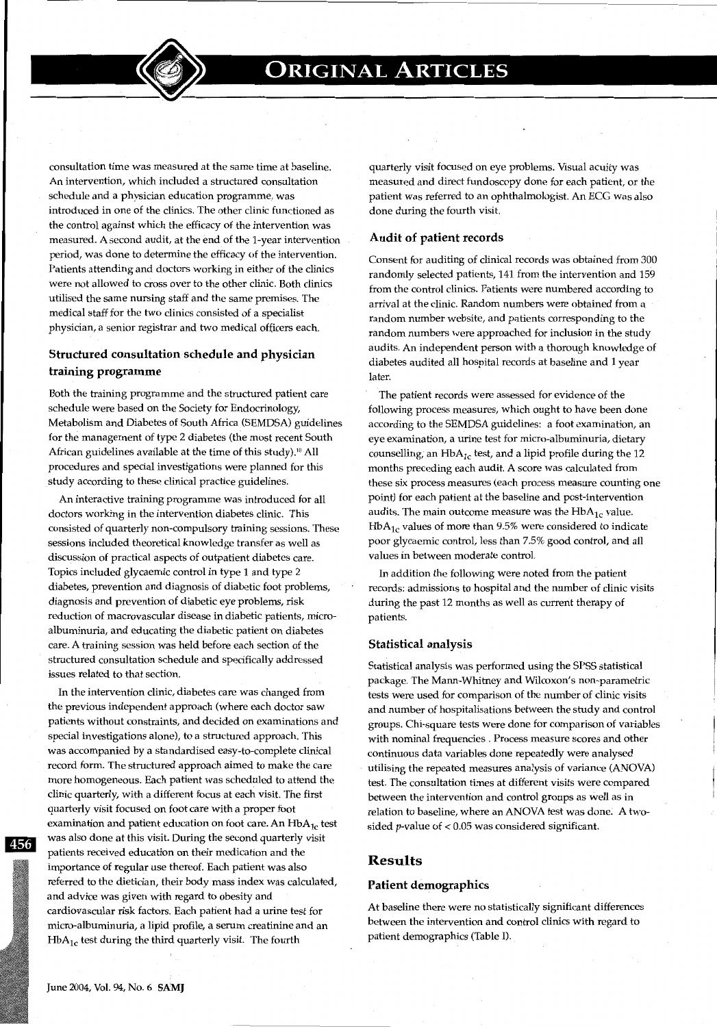consultation time was measured at the same time at baseline. An intervention, which included a structured consultation schedule and a physician education programme, was introduced in one of the clinics. The other clinic functioned as the control against which the efficacy of the intervention was measured. A second audit, at the end of the 1-year intervention period, was done to determine the efficacy of the intervention. Patients attending and doctors working in either of the clinics were not allowed to cross over to the other clinic. Both clinics utilised the same nursing staff and the same premises. The medical staff for the two clinics consisted of a specialist physician, a senior registrar and two medical officers each.

### Structured consultation schedule and physician training programme

Both the training programme and the structured patient care schedule were based on the Society for Endocrinology, Metabolism and Diabetes of South Africa (SEMDSA) guidelines for the management of type 2 diabetes (the most recent South African guidelines available at the time of this study).[10] All procedures and special investigations were planned for this study according to these clinical practice guidelines.

An interactive training programme was introduced for all doctors working in the intervention diabetes clinic. This consisted of quarterly non-compulsory training sessions. These sessions included theoretical knowledge transfer as well as discussion of practical aspects of outpatient diabetes care. Topics included glycaemic control in type 1 and type 2 diabetes, prevention and diagnosis of diabetic foot problems, diagnosis and prevention of diabetic eye problems, risk reduction of macrovascular disease in diabetic patients, micro-albuminuria, and educating the diabetic patient on diabetes care. A training session was held before each section of the structured consultation schedule and specifically addressed issues related to that section.

In the intervention clinic, diabetes care was changed from the previous independent approach (where each doctor saw patients without constraints, and decided on examinations and special investigations alone), to a structured approach. This was accompanied by a standardised easy-to-complete clinical record form. The structured approach aimed to make the care more homogeneous. Each patient was scheduled to attend the clinic quarterly, with a different focus at each visit. The first quarterly visit focused on foot care with a proper foot examination and patient education on foot care. An $HbA_{1c}$ test was also done at this visit. During the second quarterly visit patients received education on their medication and the importance of regular use thereof. Each patient was also referred to the dietician, their body mass index was calculated, and advice was given with regard to obesity and cardiovascular risk factors. Each patient had a urine test for micro-albuminuria, a lipid profile, a serum creatinine and an $HbA_{1c}$ test during the third quarterly visit. The fourth quarterly visit focused on eye problems. Visual acuity was measured and direct fundoscopy done for each patient, or the patient was referred to an ophthalmologist. An ECG was also done during the fourth visit.

### Audit of patient records

Consent for auditing of clinical records was obtained from 300 randomly selected patients, 141 from the intervention and 159 from the control clinics. Patients were numbered according to arrival at the clinic. Random numbers were obtained from a random number website, and patients corresponding to the random numbers were approached for inclusion in the study audits. An independent person with a thorough knowledge of diabetes audited all hospital records at baseline and 1 year later.

The patient records were assessed for evidence of the following process measures, which ought to have been done according to the SEMDSA guidelines: a foot examination, an eye examination, a urine test for micro-albuminuria, dietary counselling, an $HbA_{1c}$ test, and a lipid profile during the 12 months preceding each audit. A score was calculated from these six process measures (each process measure counting one point) for each patient at the baseline and post-intervention audits. The main outcome measure was the $HbA_{1c}$ value. $HbA_{1c}$ values of more than 9.5% were considered to indicate poor glycaemic control, less than 7.5% good control, and all values in between moderate control.

In addition the following were noted from the patient records: admissions to hospital and the number of clinic visits during the past 12 months as well as current therapy of patients.

### Statistical analysis

Statistical analysis was performed using the SPSS statistical package. The Mann-Whitney and Wilcoxon's non-parametric tests were used for comparison of the number of clinic visits and number of hospitalisations between the study and control groups. Chi-square tests were done for comparison of variables with nominal frequencies . Process measure scores and other continuous data variables done repeatedly were analysed utilising the repeated measures analysis of variance (ANOVA) test. The consultation times at different visits were compared between the intervention and control groups as well as in relation to baseline, where an ANOVA test was done. A two-sided $p$-value of $< 0.05$ was considered significant.

## Results

### Patient demographics

At baseline there were no statistically significant differences between the intervention and control clinics with regard to patient demographics (Table I).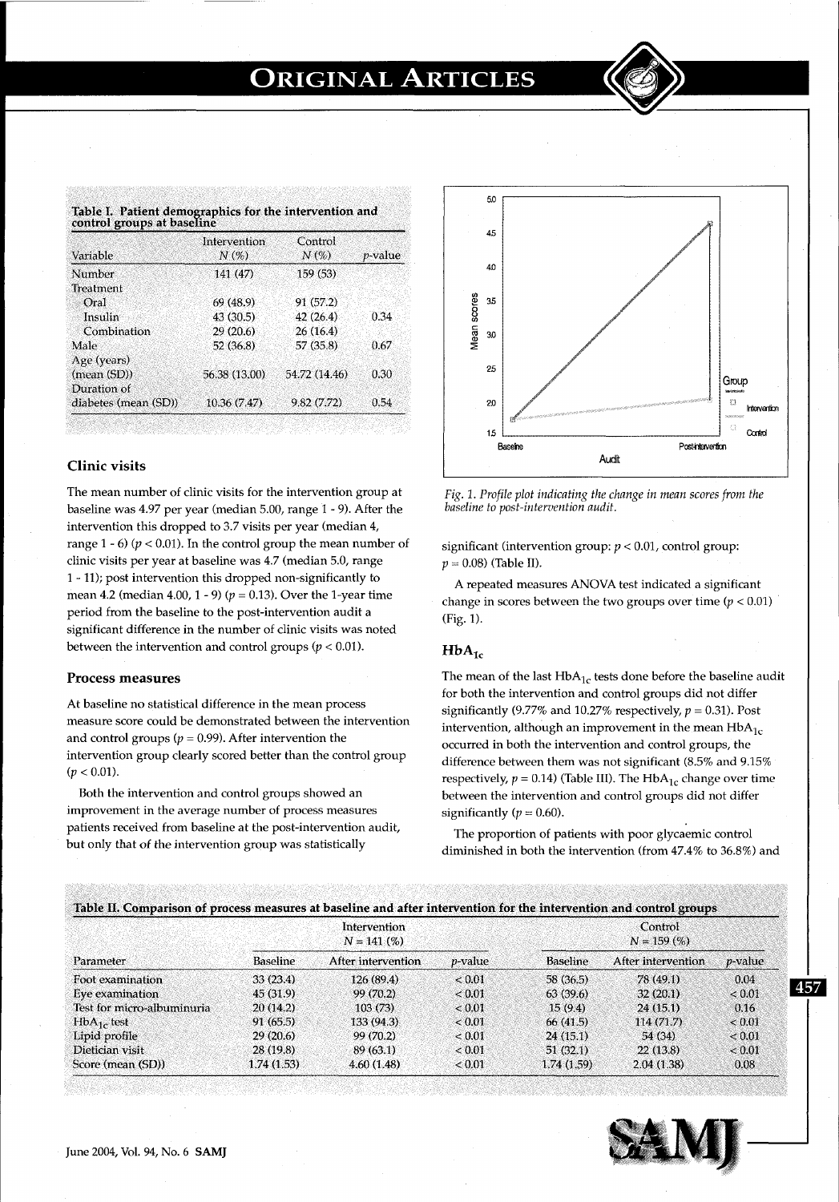**Table I. Patient demographics for the intervention and control groups at baseline**

| Variable | Intervention N (%) | Control N (%) | p-value |
|---|---|---|---|
| Number | 141 (47) | 159 (53) | |
| Treatment | | | |
| Oral | 69 (48.9) | 91 (57.2) | |
| Insulin | 43 (30.5) | 42 (26.4) | 0.34 |
| Combination | 29 (20.6) | 26 (16.4) | |
| Male | 52 (36.8) | 57 (35.8) | 0.67 |
| Age (years) (mean (SD)) | 56.38 (13.00) | 54.72 (14.46) | 0.30 |
| Duration of diabetes (mean (SD)) | 10.36 (7.47) | 9.82 (7.72) | 0.54 |

## Clinic visits

The mean number of clinic visits for the intervention group at baseline was 4.97 per year (median 5.00, range 1 - 9). After the intervention this dropped to 3.7 visits per year (median 4, range 1 - 6) ($p < 0.01$). In the control group the mean number of clinic visits per year at baseline was 4.7 (median 5.0, range 1 - 11); post intervention this dropped non-significantly to mean 4.2 (median 4.00, 1 - 9) ($p = 0.13$). Over the 1-year time period from the baseline to the post-intervention audit a significant difference in the number of clinic visits was noted between the intervention and control groups ($p < 0.01$).

## Process measures

At baseline no statistical difference in the mean process measure score could be demonstrated between the intervention and control groups ($p = 0.99$). After intervention the intervention group clearly scored better than the control group ($p < 0.01$).

Both the intervention and control groups showed an improvement in the average number of process measures patients received from baseline at the post-intervention audit, but only that of the intervention group was statistically significant (intervention group: $p < 0.01$, control group: $p = 0.08$) (Table II).

A repeated measures ANOVA test indicated a significant change in scores between the two groups over time ($p < 0.01$) (Fig. 1).

*Fig. 1. Profile plot indicating the change in mean scores from the baseline to post-intervention audit.*

## $HbA_{1c}$

The mean of the last $HbA_{1c}$ tests done before the baseline audit for both the intervention and control groups did not differ significantly (9.77% and 10.27% respectively, $p = 0.31$). Post intervention, although an improvement in the mean $HbA_{1c}$ occurred in both the intervention and control groups, the difference between them was not significant (8.5% and 9.15% respectively, $p = 0.14$) (Table III). The $HbA_{1c}$ change over time between the intervention and control groups did not differ significantly ($p = 0.60$).

The proportion of patients with poor glycaemic control diminished in both the intervention (from 47.4% to 36.8%) and

**Table II. Comparison of process measures at baseline and after intervention for the intervention and control groups**

| Parameter | Intervention N = 141 (%) | | | Control N = 159 (%) | | |
|---|---|---|---|---|---|---|
| | Baseline | After intervention | p-value | Baseline | After intervention | p-value |
| Foot examination | 33 (23.4) | 126 (89.4) | < 0.01 | 58 (36.5) | 78 (49.1) | 0.04 |
| Eye examination | 45 (31.9) | 99 (70.2) | < 0.01 | 63 (39.6) | 32 (20.1) | < 0.01 |
| Test for micro-albuminuria | 20 (14.2) | 103 (73) | < 0.01 | 15 (9.4) | 24 (15.1) | 0.16 |
| $HbA_{1c}$ test | 91 (65.5) | 133 (94.3) | < 0.01 | 66 (41.5) | 114 (71.7) | < 0.01 |
| Lipid profile | 29 (20.6) | 99 (70.2) | < 0.01 | 24 (15.1) | 54 (34) | < 0.01 |
| Dietician visit | 28 (19.8) | 89 (63.1) | < 0.01 | 51 (32.1) | 22 (13.8) | < 0.01 |
| Score (mean (SD)) | 1.74 (1.53) | 4.60 (1.48) | < 0.01 | 1.74 (1.59) | 2.04 (1.38) | 0.08 |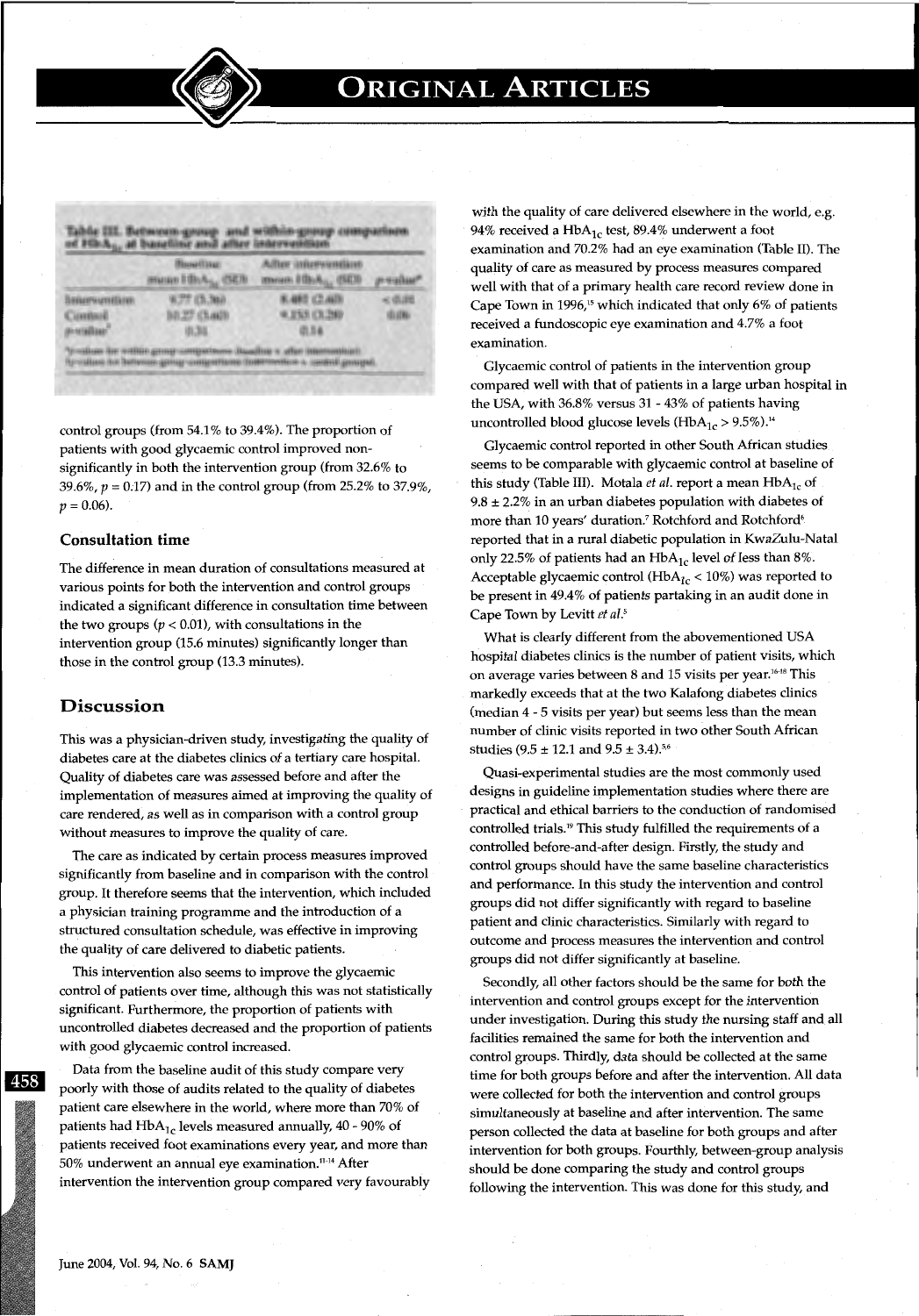**Table III. Between-group and within-group comparison of $HbA_{1c}$ at baseline and after intervention**

| | Baseline mean $HbA_{1c}$ (SD) | After intervention mean $HbA_{1c}$ (SD) | p-value* |
|---|---|---|---|
| Intervention | 9.77 (3.36) | 8.482 (2.40) | < 0.01 |
| Control | 10.27 (3.40) | 9.153 (3.28) | 0.06 |
| p-value† | 0.31 | 0.14 | |

*p-values for within-group comparisons (baseline v. after intervention).
†p-values for between-group comparisons (intervention v. control group).

control groups (from 54.1% to 39.4%). The proportion of patients with good glycaemic control improved non-significantly in both the intervention group (from 32.6% to 39.6%, $p = 0.17$) and in the control group (from 25.2% to 37.9%, $p = 0.06$).

### Consultation time

The difference in mean duration of consultations measured at various points for both the intervention and control groups indicated a significant difference in consultation time between the two groups ($p < 0.01$), with consultations in the intervention group (15.6 minutes) significantly longer than those in the control group (13.3 minutes).

## Discussion

This was a physician-driven study, investigating the quality of diabetes care at the diabetes clinics of a tertiary care hospital. Quality of diabetes care was assessed before and after the implementation of measures aimed at improving the quality of care rendered, as well as in comparison with a control group without measures to improve the quality of care.

The care as indicated by certain process measures improved significantly from baseline and in comparison with the control group. It therefore seems that the intervention, which included a physician training programme and the introduction of a structured consultation schedule, was effective in improving the quality of care delivered to diabetic patients.

This intervention also seems to improve the glycaemic control of patients over time, although this was not statistically significant. Furthermore, the proportion of patients with uncontrolled diabetes decreased and the proportion of patients with good glycaemic control increased.

Data from the baseline audit of this study compare very poorly with those of audits related to the quality of diabetes patient care elsewhere in the world, where more than 70% of patients had $HbA_{1c}$ levels measured annually, 40 - 90% of patients received foot examinations every year, and more than 50% underwent an annual eye examination.[11-14] After intervention the intervention group compared very favourably with the quality of care delivered elsewhere in the world, e.g. 94% received a $HbA_{1c}$ test, 89.4% underwent a foot examination and 70.2% had an eye examination (Table II). The quality of care as measured by process measures compared well with that of a primary health care record review done in Cape Town in 1996,[15] which indicated that only 6% of patients received a fundoscopic eye examination and 4.7% a foot examination.

Glycaemic control of patients in the intervention group compared well with that of patients in a large urban hospital in the USA, with 36.8% versus 31 - 43% of patients having uncontrolled blood glucose levels ($HbA_{1c} > 9.5\%$).[14]

Glycaemic control reported in other South African studies seems to be comparable with glycaemic control at baseline of this study (Table III). Motala *et al.* report a mean $HbA_{1c}$ of $9.8 \pm 2.2\%$ in an urban diabetes population with diabetes of more than 10 years' duration.[7] Rotchford and Rotchford[6] reported that in a rural diabetic population in KwaZulu-Natal only 22.5% of patients had an $HbA_{1c}$ level of less than 8%. Acceptable glycaemic control ($HbA_{1c} < 10\%$) was reported to be present in 49.4% of patients partaking in an audit done in Cape Town by Levitt *et al.*[5]

What is clearly different from the abovementioned USA hospital diabetes clinics is the number of patient visits, which on average varies between 8 and 15 visits per year.[16-18] This markedly exceeds that at the two Kalafong diabetes clinics (median 4 - 5 visits per year) but seems less than the mean number of clinic visits reported in two other South African studies ($9.5 \pm 12.1$ and $9.5 \pm 3.4$).[5,6]

Quasi-experimental studies are the most commonly used designs in guideline implementation studies where there are practical and ethical barriers to the conduction of randomised controlled trials.[19] This study fulfilled the requirements of a controlled before-and-after design. Firstly, the study and control groups should have the same baseline characteristics and performance. In this study the intervention and control groups did not differ significantly with regard to baseline patient and clinic characteristics. Similarly with regard to outcome and process measures the intervention and control groups did not differ significantly at baseline.

Secondly, all other factors should be the same for both the intervention and control groups except for the intervention under investigation. During this study the nursing staff and all facilities remained the same for both the intervention and control groups. Thirdly, data should be collected at the same time for both groups before and after the intervention. All data were collected for both the intervention and control groups simultaneously at baseline and after intervention. The same person collected the data at baseline for both groups and after intervention for both groups. Fourthly, between-group analysis should be done comparing the study and control groups following the intervention. This was done for this study, and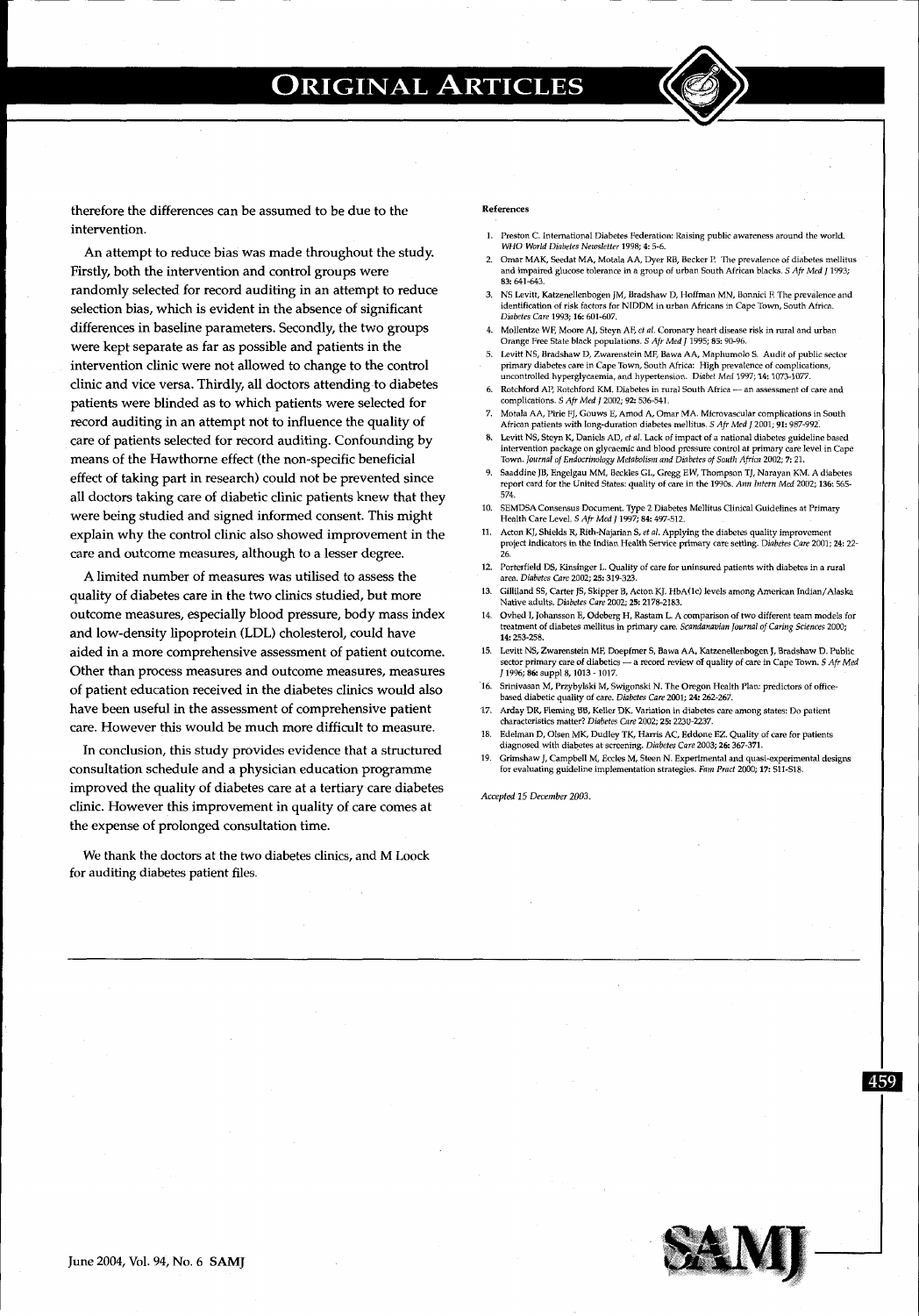therefore the differences can be assumed to be due to the intervention.

An attempt to reduce bias was made throughout the study. Firstly, both the intervention and control groups were randomly selected for record auditing in an attempt to reduce selection bias, which is evident in the absence of significant differences in baseline parameters. Secondly, the two groups were kept separate as far as possible and patients in the intervention clinic were not allowed to change to the control clinic and vice versa. Thirdly, all doctors attending to diabetes patients were blinded as to which patients were selected for record auditing in an attempt not to influence the quality of care of patients selected for record auditing. Confounding by means of the Hawthorne effect (the non-specific beneficial effect of taking part in research) could not be prevented since all doctors taking care of diabetic clinic patients knew that they were being studied and signed informed consent. This might explain why the control clinic also showed improvement in the care and outcome measures, although to a lesser degree.

A limited number of measures was utilised to assess the quality of diabetes care in the two clinics studied, but more outcome measures, especially blood pressure, body mass index and low-density lipoprotein (LDL) cholesterol, could have aided in a more comprehensive assessment of patient outcome. Other than process measures and outcome measures, measures of patient education received in the diabetes clinics would also have been useful in the assessment of comprehensive patient care. However this would be much more difficult to measure.

In conclusion, this study provides evidence that a structured consultation schedule and a physician education programme improved the quality of diabetes care at a tertiary care diabetes clinic. However this improvement in quality of care comes at the expense of prolonged consultation time.

We thank the doctors at the two diabetes clinics, and M Loock for auditing diabetes patient files.

#### References

1. Preston C. International Diabetes Federation: Raising public awareness around the world. *WHO World Diabetes Newsletter* 1998; **4:** 5-6.
2. Omar MAK, Seedat MA, Motala AA, Dyer RB, Becker P. The prevalence of diabetes mellitus and impaired glucose tolerance in a group of urban South African blacks. *S Afr Med J* 1993; **83:** 641-643.
3. NS Levitt, Katzenellenbogen JM, Bradshaw D, Hoffman MN, Bonnici F. The prevalence and identification of risk factors for NIDDM in urban Africans in Cape Town, South Africa. *Diabetes Care* 1993; **16:** 601-607.
4. Mollentze WF, Moore AJ, Steyn AF, *et al.* Coronary heart disease risk in rural and urban Orange Free State black populations. *S Afr Med J* 1995; **85:** 90-96.
5. Levitt NS, Bradshaw D, Zwarenstein MF, Bawa AA, Maphumolo S. Audit of public sector primary diabetes care in Cape Town, South Africa: High prevalence of complications, uncontrolled hyperglycaemia, and hypertension. *Diabet Med* 1997; **14:** 1073-1077.
6. Rotchford AP, Rotchford KM. Diabetes in rural South Africa — an assessment of care and complications. *S Afr Med J* 2002; **92:** 536-541.
7. Motala AA, Pirie FJ, Gouws E, Amod A, Omar MA. Microvascular complications in South African patients with long-duration diabetes mellitus. *S Afr Med J* 2001; **91:** 987-992.
8. Levitt NS, Steyn K, Daniels AD, *et al.* Lack of impact of a national diabetes guideline based intervention package on glycaemic and blood pressure control at primary care level in Cape Town. *Journal of Endocrinology Metabolism and Diabetes of South Africa* 2002; **7:** 21.
9. Saaddine JB, Engelgau MM, Beckles GL, Gregg EW, Thompson TJ, Narayan KM. A diabetes report card for the United States: quality of care in the 1990s. *Ann Intern Med* 2002; **136:** 565-574.
10. SEMDSA Consensus Document. Type 2 Diabetes Mellitus Clinical Guidelines at Primary Health Care Level. *S Afr Med J* 1997; **84:** 497-512.
11. Acton KJ, Shields R, Rith-Najarian S, *et al.* Applying the diabetes quality improvement project indicators in the Indian Health Service primary care setting. *Diabetes Care* 2001; **24:** 22-26.
12. Porterfield DS, Kinsinger L. Quality of care for uninsured patients with diabetes in a rural area. *Diabetes Care* 2002; **25:** 319-323.
13. Gilliland SS, Carter JS, Skipper B, Acton KJ. HbA(1c) levels among American Indian/Alaska Native adults. *Diabetes Care* 2002; **25:** 2178-2183.
14. Ovhed I, Johansson E, Odeberg H, Rastam L. A comparison of two different team models for treatment of diabetes mellitus in primary care. *Scandanavian Journal of Caring Sciences* 2000; **14:** 253-258.
15. Levitt NS, Zwarenstein MF, Doepfmer S, Bawa AA, Katzenellenbogen J, Bradshaw D. Public sector primary care of diabetics — a record review of quality of care in Cape Town. *S Afr Med J* 1996; **86:** suppl 8, 1013 - 1017.
16. Srinivasan M, Przybylski M, Swigonski N. The Oregon Health Plan: predictors of office-based diabetic quality of care. *Diabetes Care* 2001; **24:** 262-267.
17. Arday DR, Fleming BB, Keller DK. Variation in diabetes care among states: Do patient characteristics matter? *Diabetes Care* 2002; **25:** 2230-2237.
18. Edelman D, Olsen MK, Dudley TK, Harris AC, Eddone EZ. Quality of care for patients diagnosed with diabetes at screening. *Diabetes Care* 2003; **26:** 367-371.
19. Grimshaw J, Campbell M, Eccles M, Steen N. Experimental and quasi-experimental designs for evaluating guideline implementation strategies. *Fam Pract* 2000; **17:** S11-S18.

*Accepted 15 December 2003.*